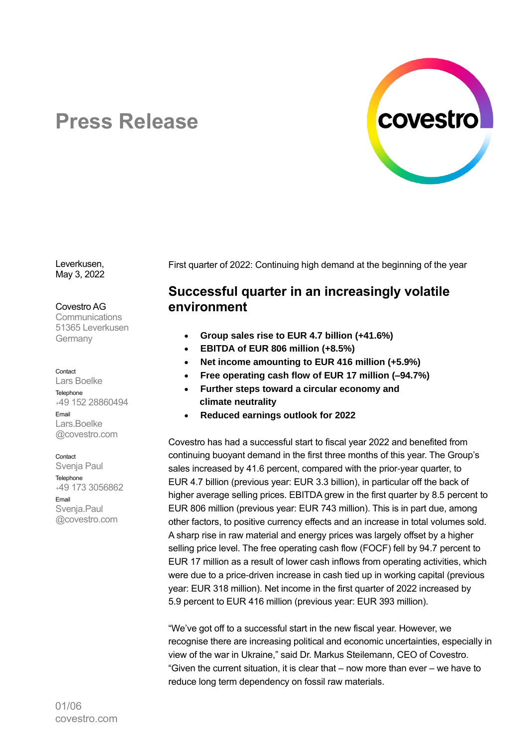# Press Release

Leverkusen,
May 3, 2022

Covestro AG
Communications
51365 Leverkusen
Germany

Contact
Lars Boelke
Telephone
+49 152 28860494
Email
Lars.Boelke@covestro.com

Contact
Svenja Paul
Telephone
+49 173 3056862
Email
Svenja.Paul@covestro.com

First quarter of 2022: Continuing high demand at the beginning of the year

## Successful quarter in an increasingly volatile environment

- **Group sales rise to EUR 4.7 billion (+41.6%)**
- **EBITDA of EUR 806 million (+8.5%)**
- **Net income amounting to EUR 416 million (+5.9%)**
- **Free operating cash flow of EUR 17 million (–94.7%)**
- **Further steps toward a circular economy and climate neutrality**
- **Reduced earnings outlook for 2022**

Covestro has had a successful start to fiscal year 2022 and benefited from continuing buoyant demand in the first three months of this year. The Group's sales increased by 41.6 percent, compared with the prior-year quarter, to EUR 4.7 billion (previous year: EUR 3.3 billion), in particular off the back of higher average selling prices. EBITDA grew in the first quarter by 8.5 percent to EUR 806 million (previous year: EUR 743 million). This is in part due, among other factors, to positive currency effects and an increase in total volumes sold. A sharp rise in raw material and energy prices was largely offset by a higher selling price level. The free operating cash flow (FOCF) fell by 94.7 percent to EUR 17 million as a result of lower cash inflows from operating activities, which were due to a price-driven increase in cash tied up in working capital (previous year: EUR 318 million). Net income in the first quarter of 2022 increased by 5.9 percent to EUR 416 million (previous year: EUR 393 million).

"We've got off to a successful start in the new fiscal year. However, we recognise there are increasing political and economic uncertainties, especially in view of the war in Ukraine," said Dr. Markus Steilemann, CEO of Covestro. "Given the current situation, it is clear that – now more than ever – we have to reduce long term dependency on fossil raw materials.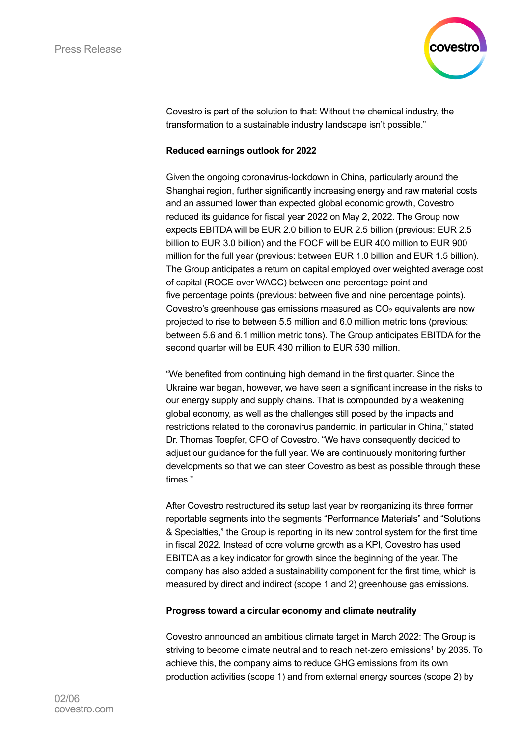Covestro is part of the solution to that: Without the chemical industry, the transformation to a sustainable industry landscape isn't possible."

**Reduced earnings outlook for 2022**

Given the ongoing coronavirus-lockdown in China, particularly around the Shanghai region, further significantly increasing energy and raw material costs and an assumed lower than expected global economic growth, Covestro reduced its guidance for fiscal year 2022 on May 2, 2022. The Group now expects EBITDA will be EUR 2.0 billion to EUR 2.5 billion (previous: EUR 2.5 billion to EUR 3.0 billion) and the FOCF will be EUR 400 million to EUR 900 million for the full year (previous: between EUR 1.0 billion and EUR 1.5 billion). The Group anticipates a return on capital employed over weighted average cost of capital (ROCE over WACC) between one percentage point and five percentage points (previous: between five and nine percentage points). Covestro's greenhouse gas emissions measured as $CO_2$ equivalents are now projected to rise to between 5.5 million and 6.0 million metric tons (previous: between 5.6 and 6.1 million metric tons). The Group anticipates EBITDA for the second quarter will be EUR 430 million to EUR 530 million.

"We benefited from continuing high demand in the first quarter. Since the Ukraine war began, however, we have seen a significant increase in the risks to our energy supply and supply chains. That is compounded by a weakening global economy, as well as the challenges still posed by the impacts and restrictions related to the coronavirus pandemic, in particular in China," stated Dr. Thomas Toepfer, CFO of Covestro. "We have consequently decided to adjust our guidance for the full year. We are continuously monitoring further developments so that we can steer Covestro as best as possible through these times."

After Covestro restructured its setup last year by reorganizing its three former reportable segments into the segments "Performance Materials" and "Solutions & Specialties," the Group is reporting in its new control system for the first time in fiscal 2022. Instead of core volume growth as a KPI, Covestro has used EBITDA as a key indicator for growth since the beginning of the year. The company has also added a sustainability component for the first time, which is measured by direct and indirect (scope 1 and 2) greenhouse gas emissions.

**Progress toward a circular economy and climate neutrality**

Covestro announced an ambitious climate target in March 2022: The Group is striving to become climate neutral and to reach net-zero emissions[1] by 2035. To achieve this, the company aims to reduce GHG emissions from its own production activities (scope 1) and from external energy sources (scope 2) by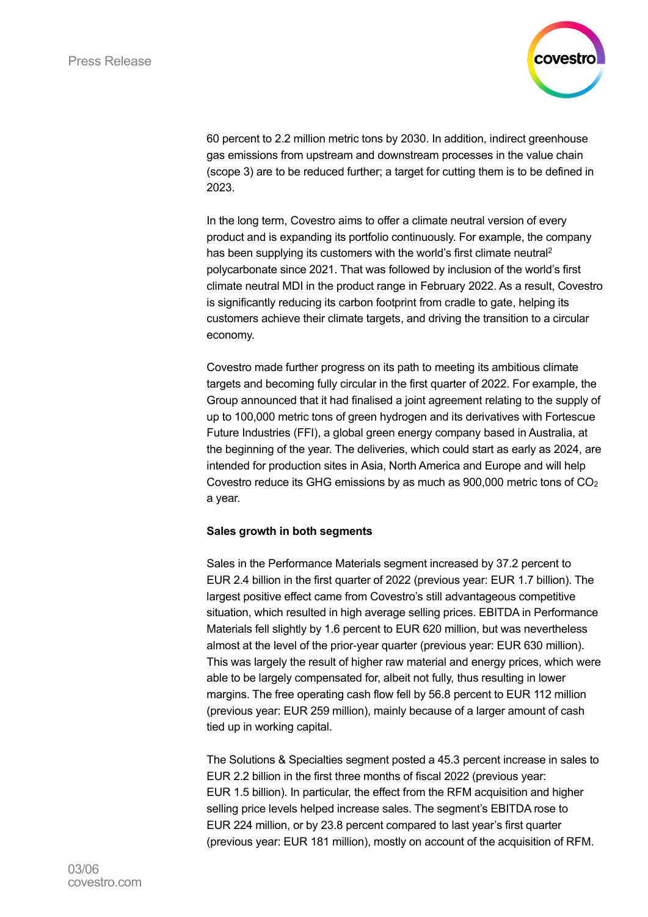60 percent to 2.2 million metric tons by 2030. In addition, indirect greenhouse gas emissions from upstream and downstream processes in the value chain (scope 3) are to be reduced further; a target for cutting them is to be defined in 2023.

In the long term, Covestro aims to offer a climate neutral version of every product and is expanding its portfolio continuously. For example, the company has been supplying its customers with the world's first climate neutral[2] polycarbonate since 2021. That was followed by inclusion of the world's first climate neutral MDI in the product range in February 2022. As a result, Covestro is significantly reducing its carbon footprint from cradle to gate, helping its customers achieve their climate targets, and driving the transition to a circular economy.

Covestro made further progress on its path to meeting its ambitious climate targets and becoming fully circular in the first quarter of 2022. For example, the Group announced that it had finalised a joint agreement relating to the supply of up to 100,000 metric tons of green hydrogen and its derivatives with Fortescue Future Industries (FFI), a global green energy company based in Australia, at the beginning of the year. The deliveries, which could start as early as 2024, are intended for production sites in Asia, North America and Europe and will help Covestro reduce its GHG emissions by as much as 900,000 metric tons of $CO_2$ a year.

**Sales growth in both segments**

Sales in the Performance Materials segment increased by 37.2 percent to EUR 2.4 billion in the first quarter of 2022 (previous year: EUR 1.7 billion). The largest positive effect came from Covestro's still advantageous competitive situation, which resulted in high average selling prices. EBITDA in Performance Materials fell slightly by 1.6 percent to EUR 620 million, but was nevertheless almost at the level of the prior-year quarter (previous year: EUR 630 million). This was largely the result of higher raw material and energy prices, which were able to be largely compensated for, albeit not fully, thus resulting in lower margins. The free operating cash flow fell by 56.8 percent to EUR 112 million (previous year: EUR 259 million), mainly because of a larger amount of cash tied up in working capital.

The Solutions & Specialties segment posted a 45.3 percent increase in sales to EUR 2.2 billion in the first three months of fiscal 2022 (previous year: EUR 1.5 billion). In particular, the effect from the RFM acquisition and higher selling price levels helped increase sales. The segment's EBITDA rose to EUR 224 million, or by 23.8 percent compared to last year's first quarter (previous year: EUR 181 million), mostly on account of the acquisition of RFM.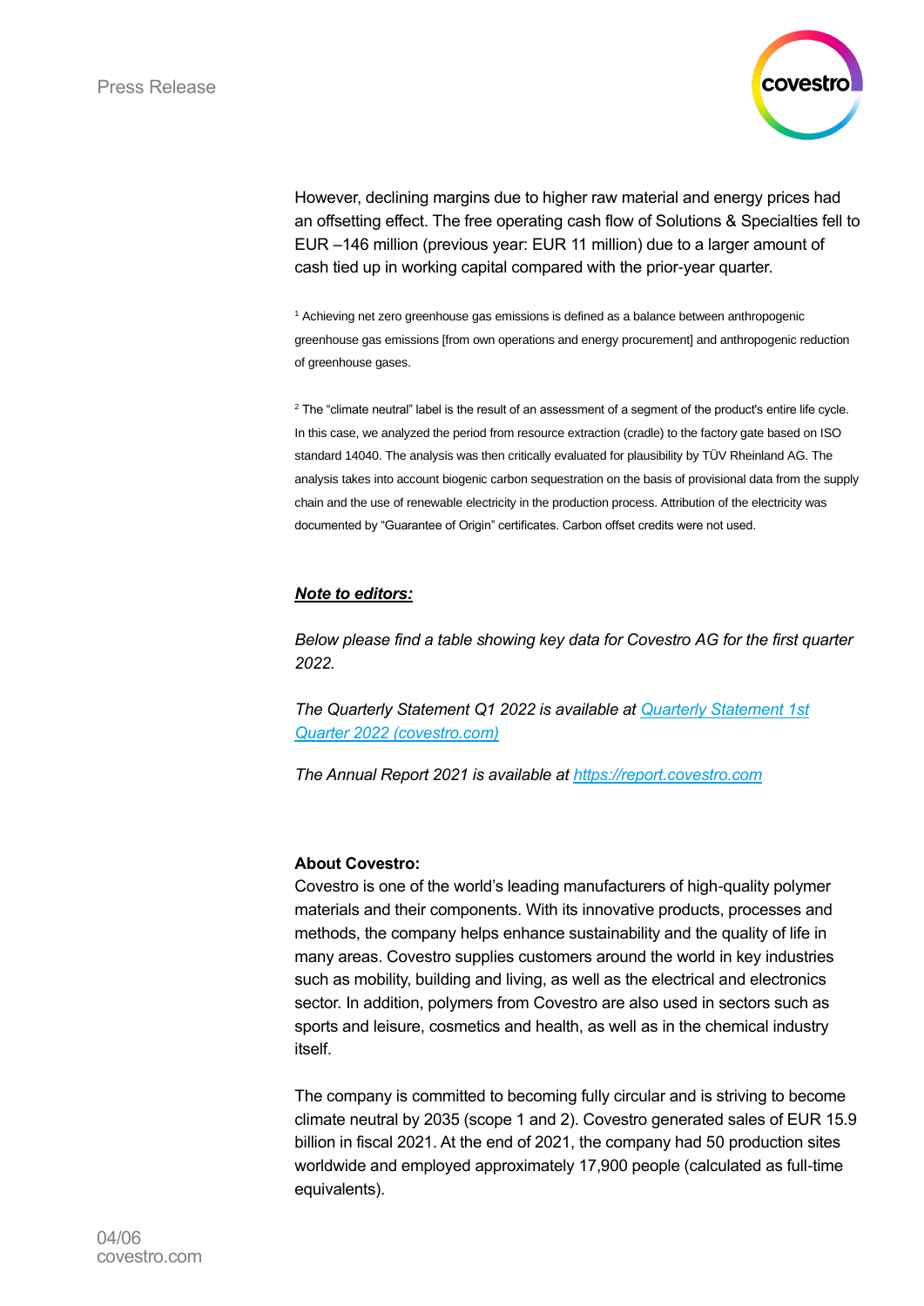However, declining margins due to higher raw material and energy prices had an offsetting effect. The free operating cash flow of Solutions & Specialties fell to EUR –146 million (previous year: EUR 11 million) due to a larger amount of cash tied up in working capital compared with the prior-year quarter.

[1] Achieving net zero greenhouse gas emissions is defined as a balance between anthropogenic greenhouse gas emissions [from own operations and energy procurement] and anthropogenic reduction of greenhouse gases.

[2] The "climate neutral" label is the result of an assessment of a segment of the product's entire life cycle. In this case, we analyzed the period from resource extraction (cradle) to the factory gate based on ISO standard 14040. The analysis was then critically evaluated for plausibility by TÜV Rheinland AG. The analysis takes into account biogenic carbon sequestration on the basis of provisional data from the supply chain and the use of renewable electricity in the production process. Attribution of the electricity was documented by "Guarantee of Origin" certificates. Carbon offset credits were not used.

***Note to editors:***

*Below please find a table showing key data for Covestro AG for the first quarter 2022.*

*The Quarterly Statement Q1 2022 is available at [Quarterly Statement 1st Quarter 2022 (covestro.com)](https://covestro.com)*

*The Annual Report 2021 is available at [https://report.covestro.com](https://report.covestro.com)*

**About Covestro:**
Covestro is one of the world's leading manufacturers of high-quality polymer materials and their components. With its innovative products, processes and methods, the company helps enhance sustainability and the quality of life in many areas. Covestro supplies customers around the world in key industries such as mobility, building and living, as well as the electrical and electronics sector. In addition, polymers from Covestro are also used in sectors such as sports and leisure, cosmetics and health, as well as in the chemical industry itself.

The company is committed to becoming fully circular and is striving to become climate neutral by 2035 (scope 1 and 2). Covestro generated sales of EUR 15.9 billion in fiscal 2021. At the end of 2021, the company had 50 production sites worldwide and employed approximately 17,900 people (calculated as full-time equivalents).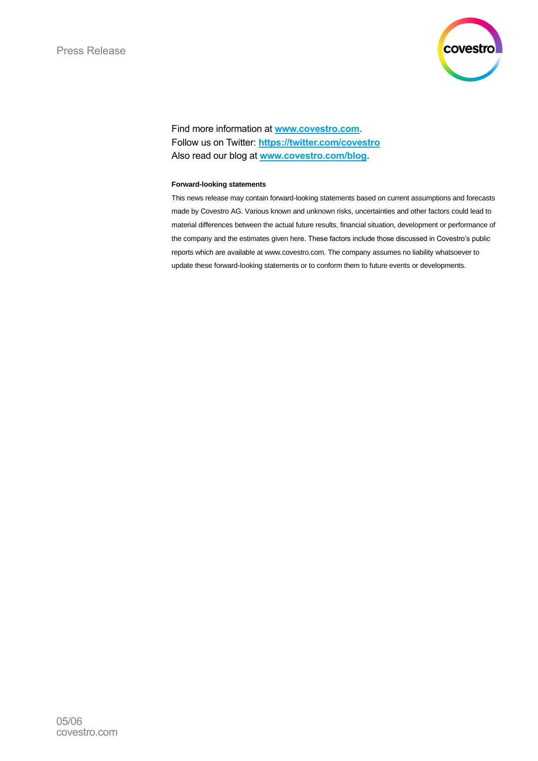Find more information at **[www.covestro.com](http://www.covestro.com)**.
Follow us on Twitter: **[https://twitter.com/covestro](https://twitter.com/covestro)**
Also read our blog at **[www.covestro.com/blog](http://www.covestro.com/blog)**.

**Forward-looking statements**

This news release may contain forward-looking statements based on current assumptions and forecasts made by Covestro AG. Various known and unknown risks, uncertainties and other factors could lead to material differences between the actual future results, financial situation, development or performance of the company and the estimates given here. These factors include those discussed in Covestro's public reports which are available at www.covestro.com. The company assumes no liability whatsoever to update these forward-looking statements or to conform them to future events or developments.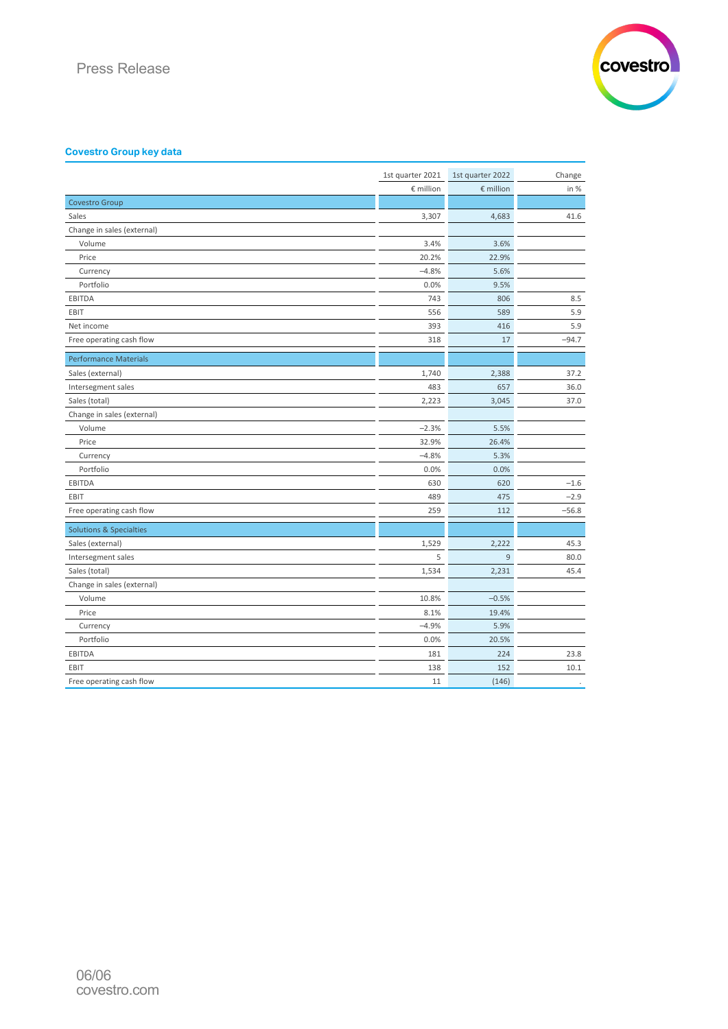## Covestro Group key data

| | 1st quarter 2021 | 1st quarter 2022 | Change |
|---|---|---|---|
| | € million | € million | in % |
| Covestro Group | | | |
| Sales | 3,307 | 4,683 | 41.6 |
| Change in sales (external) | | | |
| Volume | 3.4% | 3.6% | |
| Price | 20.2% | 22.9% | |
| Currency | –4.8% | 5.6% | |
| Portfolio | 0.0% | 9.5% | |
| EBITDA | 743 | 806 | 8.5 |
| EBIT | 556 | 589 | 5.9 |
| Net income | 393 | 416 | 5.9 |
| Free operating cash flow | 318 | 17 | –94.7 |
| Performance Materials | | | |
| Sales (external) | 1,740 | 2,388 | 37.2 |
| Intersegment sales | 483 | 657 | 36.0 |
| Sales (total) | 2,223 | 3,045 | 37.0 |
| Change in sales (external) | | | |
| Volume | –2.3% | 5.5% | |
| Price | 32.9% | 26.4% | |
| Currency | –4.8% | 5.3% | |
| Portfolio | 0.0% | 0.0% | |
| EBITDA | 630 | 620 | –1.6 |
| EBIT | 489 | 475 | –2.9 |
| Free operating cash flow | 259 | 112 | –56.8 |
| Solutions & Specialties | | | |
| Sales (external) | 1,529 | 2,222 | 45.3 |
| Intersegment sales | 5 | 9 | 80.0 |
| Sales (total) | 1,534 | 2,231 | 45.4 |
| Change in sales (external) | | | |
| Volume | 10.8% | –0.5% | |
| Price | 8.1% | 19.4% | |
| Currency | –4.9% | 5.9% | |
| Portfolio | 0.0% | 20.5% | |
| EBITDA | 181 | 224 | 23.8 |
| EBIT | 138 | 152 | 10.1 |
| Free operating cash flow | 11 | (146) | . |